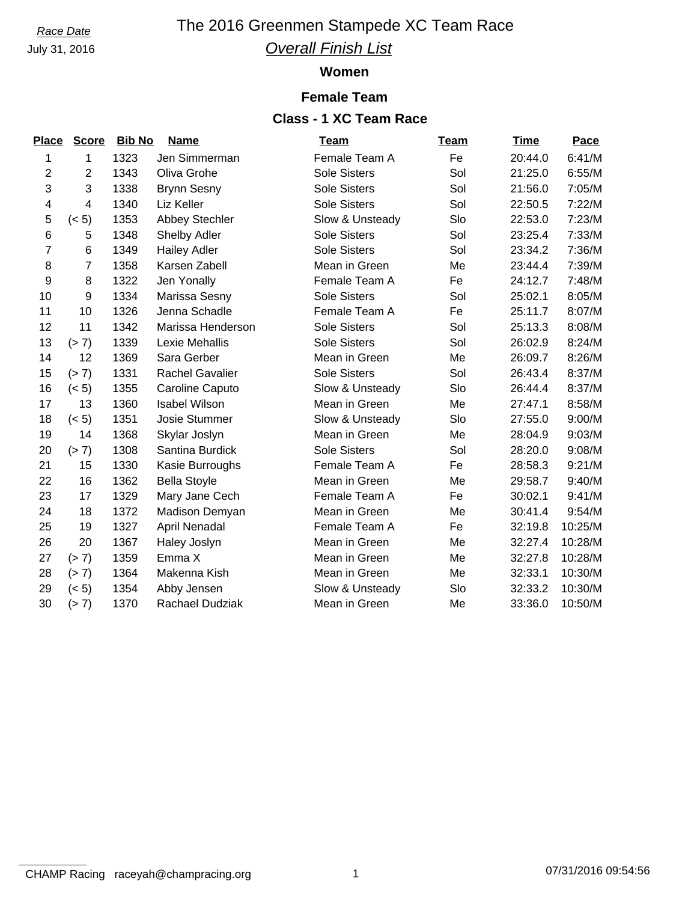*Race Date*

July 31, 2016

# The 2016 Greenmen Stampede XC Team Race

## *Overall Finish List*

### Women

### Female Team

### Class - 1 XC Team Race

| Place | Score | Bib No | Name | Team | Team | Time | Pace |
|---|---|---|---|---|---|---|---|
| 1 | 1 | 1323 | Jen Simmerman | Female Team A | Fe | 20:44.0 | 6:41/M |
| 2 | 2 | 1343 | Oliva Grohe | Sole Sisters | Sol | 21:25.0 | 6:55/M |
| 3 | 3 | 1338 | Brynn Sesny | Sole Sisters | Sol | 21:56.0 | 7:05/M |
| 4 | 4 | 1340 | Liz Keller | Sole Sisters | Sol | 22:50.5 | 7:22/M |
| 5 | (< 5) | 1353 | Abbey Stechler | Slow & Unsteady | Slo | 22:53.0 | 7:23/M |
| 6 | 5 | 1348 | Shelby Adler | Sole Sisters | Sol | 23:25.4 | 7:33/M |
| 7 | 6 | 1349 | Hailey Adler | Sole Sisters | Sol | 23:34.2 | 7:36/M |
| 8 | 7 | 1358 | Karsen Zabell | Mean in Green | Me | 23:44.4 | 7:39/M |
| 9 | 8 | 1322 | Jen Yonally | Female Team A | Fe | 24:12.7 | 7:48/M |
| 10 | 9 | 1334 | Marissa Sesny | Sole Sisters | Sol | 25:02.1 | 8:05/M |
| 11 | 10 | 1326 | Jenna Schadle | Female Team A | Fe | 25:11.7 | 8:07/M |
| 12 | 11 | 1342 | Marissa Henderson | Sole Sisters | Sol | 25:13.3 | 8:08/M |
| 13 | (> 7) | 1339 | Lexie Mehallis | Sole Sisters | Sol | 26:02.9 | 8:24/M |
| 14 | 12 | 1369 | Sara Gerber | Mean in Green | Me | 26:09.7 | 8:26/M |
| 15 | (> 7) | 1331 | Rachel Gavalier | Sole Sisters | Sol | 26:43.4 | 8:37/M |
| 16 | (< 5) | 1355 | Caroline Caputo | Slow & Unsteady | Slo | 26:44.4 | 8:37/M |
| 17 | 13 | 1360 | Isabel Wilson | Mean in Green | Me | 27:47.1 | 8:58/M |
| 18 | (< 5) | 1351 | Josie Stummer | Slow & Unsteady | Slo | 27:55.0 | 9:00/M |
| 19 | 14 | 1368 | Skylar Joslyn | Mean in Green | Me | 28:04.9 | 9:03/M |
| 20 | (> 7) | 1308 | Santina Burdick | Sole Sisters | Sol | 28:20.0 | 9:08/M |
| 21 | 15 | 1330 | Kasie Burroughs | Female Team A | Fe | 28:58.3 | 9:21/M |
| 22 | 16 | 1362 | Bella Stoyle | Mean in Green | Me | 29:58.7 | 9:40/M |
| 23 | 17 | 1329 | Mary Jane Cech | Female Team A | Fe | 30:02.1 | 9:41/M |
| 24 | 18 | 1372 | Madison Demyan | Mean in Green | Me | 30:41.4 | 9:54/M |
| 25 | 19 | 1327 | April Nenadal | Female Team A | Fe | 32:19.8 | 10:25/M |
| 26 | 20 | 1367 | Haley Joslyn | Mean in Green | Me | 32:27.4 | 10:28/M |
| 27 | (> 7) | 1359 | Emma X | Mean in Green | Me | 32:27.8 | 10:28/M |
| 28 | (> 7) | 1364 | Makenna Kish | Mean in Green | Me | 32:33.1 | 10:30/M |
| 29 | (< 5) | 1354 | Abby Jensen | Slow & Unsteady | Slo | 32:33.2 | 10:30/M |
| 30 | (> 7) | 1370 | Rachael Dudziak | Mean in Green | Me | 33:36.0 | 10:50/M |

CHAMP Racing raceyah@champracing.org 07/31/2016 09:54:56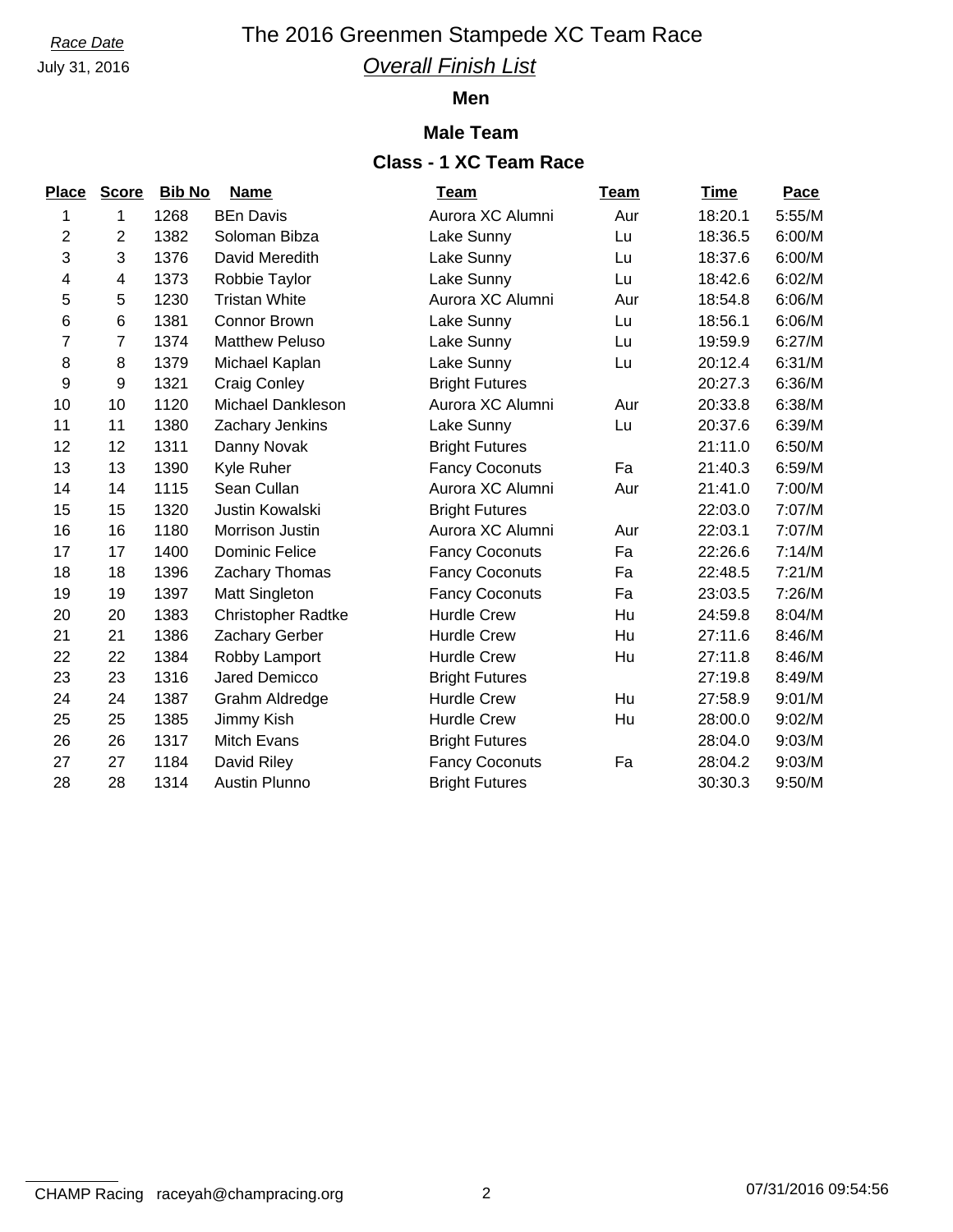Race Date

July 31, 2016

# The 2016 Greenmen Stampede XC Team Race

## *Overall Finish List*

### Men

### Male Team

### Class - 1 XC Team Race

| Place | Score | Bib No | Name | Team | Team | Time | Pace |
|---|---|---|---|---|---|---|---|
| 1 | 1 | 1268 | BEn Davis | Aurora XC Alumni | Aur | 18:20.1 | 5:55/M |
| 2 | 2 | 1382 | Soloman Bibza | Lake Sunny | Lu | 18:36.5 | 6:00/M |
| 3 | 3 | 1376 | David Meredith | Lake Sunny | Lu | 18:37.6 | 6:00/M |
| 4 | 4 | 1373 | Robbie Taylor | Lake Sunny | Lu | 18:42.6 | 6:02/M |
| 5 | 5 | 1230 | Tristan White | Aurora XC Alumni | Aur | 18:54.8 | 6:06/M |
| 6 | 6 | 1381 | Connor Brown | Lake Sunny | Lu | 18:56.1 | 6:06/M |
| 7 | 7 | 1374 | Matthew Peluso | Lake Sunny | Lu | 19:59.9 | 6:27/M |
| 8 | 8 | 1379 | Michael Kaplan | Lake Sunny | Lu | 20:12.4 | 6:31/M |
| 9 | 9 | 1321 | Craig Conley | Bright Futures | | 20:27.3 | 6:36/M |
| 10 | 10 | 1120 | Michael Dankleson | Aurora XC Alumni | Aur | 20:33.8 | 6:38/M |
| 11 | 11 | 1380 | Zachary Jenkins | Lake Sunny | Lu | 20:37.6 | 6:39/M |
| 12 | 12 | 1311 | Danny Novak | Bright Futures | | 21:11.0 | 6:50/M |
| 13 | 13 | 1390 | Kyle Ruher | Fancy Coconuts | Fa | 21:40.3 | 6:59/M |
| 14 | 14 | 1115 | Sean Cullan | Aurora XC Alumni | Aur | 21:41.0 | 7:00/M |
| 15 | 15 | 1320 | Justin Kowalski | Bright Futures | | 22:03.0 | 7:07/M |
| 16 | 16 | 1180 | Morrison Justin | Aurora XC Alumni | Aur | 22:03.1 | 7:07/M |
| 17 | 17 | 1400 | Dominic Felice | Fancy Coconuts | Fa | 22:26.6 | 7:14/M |
| 18 | 18 | 1396 | Zachary Thomas | Fancy Coconuts | Fa | 22:48.5 | 7:21/M |
| 19 | 19 | 1397 | Matt Singleton | Fancy Coconuts | Fa | 23:03.5 | 7:26/M |
| 20 | 20 | 1383 | Christopher Radtke | Hurdle Crew | Hu | 24:59.8 | 8:04/M |
| 21 | 21 | 1386 | Zachary Gerber | Hurdle Crew | Hu | 27:11.6 | 8:46/M |
| 22 | 22 | 1384 | Robby Lamport | Hurdle Crew | Hu | 27:11.8 | 8:46/M |
| 23 | 23 | 1316 | Jared Demicco | Bright Futures | | 27:19.8 | 8:49/M |
| 24 | 24 | 1387 | Grahm Aldredge | Hurdle Crew | Hu | 27:58.9 | 9:01/M |
| 25 | 25 | 1385 | Jimmy Kish | Hurdle Crew | Hu | 28:00.0 | 9:02/M |
| 26 | 26 | 1317 | Mitch Evans | Bright Futures | | 28:04.0 | 9:03/M |
| 27 | 27 | 1184 | David Riley | Fancy Coconuts | Fa | 28:04.2 | 9:03/M |
| 28 | 28 | 1314 | Austin Plunno | Bright Futures | | 30:30.3 | 9:50/M |

CHAMP Racing raceyah@champracing.org

07/31/2016 09:54:56